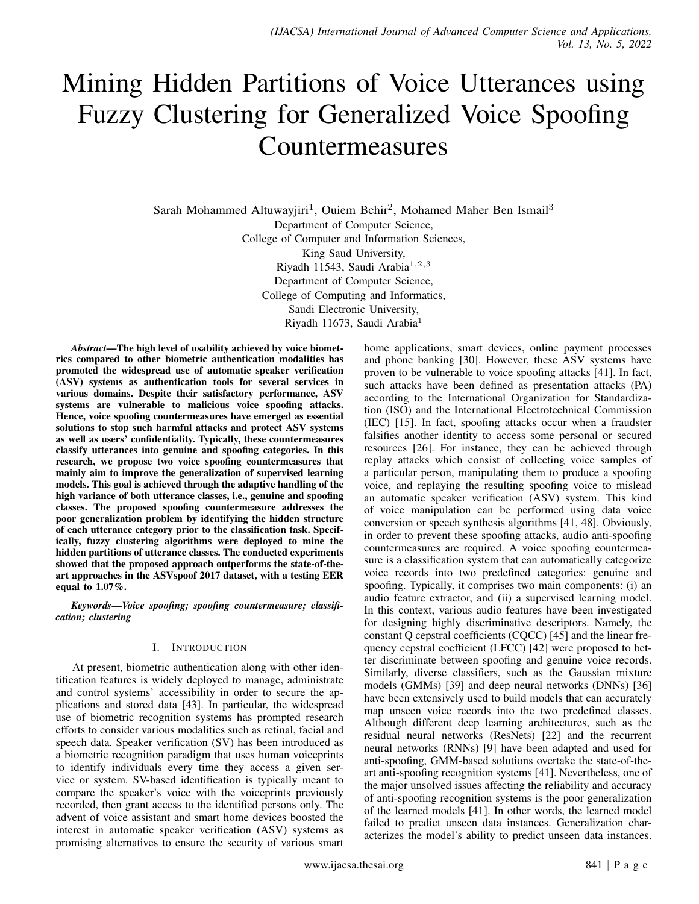# Mining Hidden Partitions of Voice Utterances using Fuzzy Clustering for Generalized Voice Spoofing Countermeasures

Sarah Mohammed Altuwayjiri[1], Ouiem Bchir[2], Mohamed Maher Ben Ismail[3]

Department of Computer Science,
College of Computer and Information Sciences,
King Saud University,
Riyadh 11543, Saudi Arabia[1,2,3]
Department of Computer Science,
College of Computing and Informatics,
Saudi Electronic University,
Riyadh 11673, Saudi Arabia[1]

***Abstract*—The high level of usability achieved by voice biometrics compared to other biometric authentication modalities has promoted the widespread use of automatic speaker verification (ASV) systems as authentication tools for several services in various domains. Despite their satisfactory performance, ASV systems are vulnerable to malicious voice spoofing attacks. Hence, voice spoofing countermeasures have emerged as essential solutions to stop such harmful attacks and protect ASV systems as well as users' confidentiality. Typically, these countermeasures classify utterances into genuine and spoofing categories. In this research, we propose two voice spoofing countermeasures that mainly aim to improve the generalization of supervised learning models. This goal is achieved through the adaptive handling of the high variance of both utterance classes, i.e., genuine and spoofing classes. The proposed spoofing countermeasure addresses the poor generalization problem by identifying the hidden structure of each utterance category prior to the classification task. Specifically, fuzzy clustering algorithms were deployed to mine the hidden partitions of utterance classes. The conducted experiments showed that the proposed approach outperforms the state-of-the-art approaches in the ASVspoof 2017 dataset, with a testing EER equal to 1.07%.**

***Keywords*—*Voice spoofing; spoofing countermeasure; classification; clustering***

## I. Introduction

At present, biometric authentication along with other identification features is widely deployed to manage, administrate and control systems' accessibility in order to secure the applications and stored data [43]. In particular, the widespread use of biometric recognition systems has prompted research efforts to consider various modalities such as retinal, facial and speech data. Speaker verification (SV) has been introduced as a biometric recognition paradigm that uses human voiceprints to identify individuals every time they access a given service or system. SV-based identification is typically meant to compare the speaker's voice with the voiceprints previously recorded, then grant access to the identified persons only. The advent of voice assistant and smart home devices boosted the interest in automatic speaker verification (ASV) systems as promising alternatives to ensure the security of various smart home applications, smart devices, online payment processes and phone banking [30]. However, these ASV systems have proven to be vulnerable to voice spoofing attacks [41]. In fact, such attacks have been defined as presentation attacks (PA) according to the International Organization for Standardization (ISO) and the International Electrotechnical Commission (IEC) [15]. In fact, spoofing attacks occur when a fraudster falsifies another identity to access some personal or secured resources [26]. For instance, they can be achieved through replay attacks which consist of collecting voice samples of a particular person, manipulating them to produce a spoofing voice, and replaying the resulting spoofing voice to mislead an automatic speaker verification (ASV) system. This kind of voice manipulation can be performed using data voice conversion or speech synthesis algorithms [41, 48]. Obviously, in order to prevent these spoofing attacks, audio anti-spoofing countermeasures are required. A voice spoofing countermeasure is a classification system that can automatically categorize voice records into two predefined categories: genuine and spoofing. Typically, it comprises two main components: (i) an audio feature extractor, and (ii) a supervised learning model. In this context, various audio features have been investigated for designing highly discriminative descriptors. Namely, the constant Q cepstral coefficients (CQCC) [45] and the linear frequency cepstral coefficient (LFCC) [42] were proposed to better discriminate between spoofing and genuine voice records. Similarly, diverse classifiers, such as the Gaussian mixture models (GMMs) [39] and deep neural networks (DNNs) [36] have been extensively used to build models that can accurately map unseen voice records into the two predefined classes. Although different deep learning architectures, such as the residual neural networks (ResNets) [22] and the recurrent neural networks (RNNs) [9] have been adapted and used for anti-spoofing, GMM-based solutions overtake the state-of-the-art anti-spoofing recognition systems [41]. Nevertheless, one of the major unsolved issues affecting the reliability and accuracy of anti-spoofing recognition systems is the poor generalization of the learned models [41]. In other words, the learned model failed to predict unseen data instances. Generalization characterizes the model's ability to predict unseen data instances.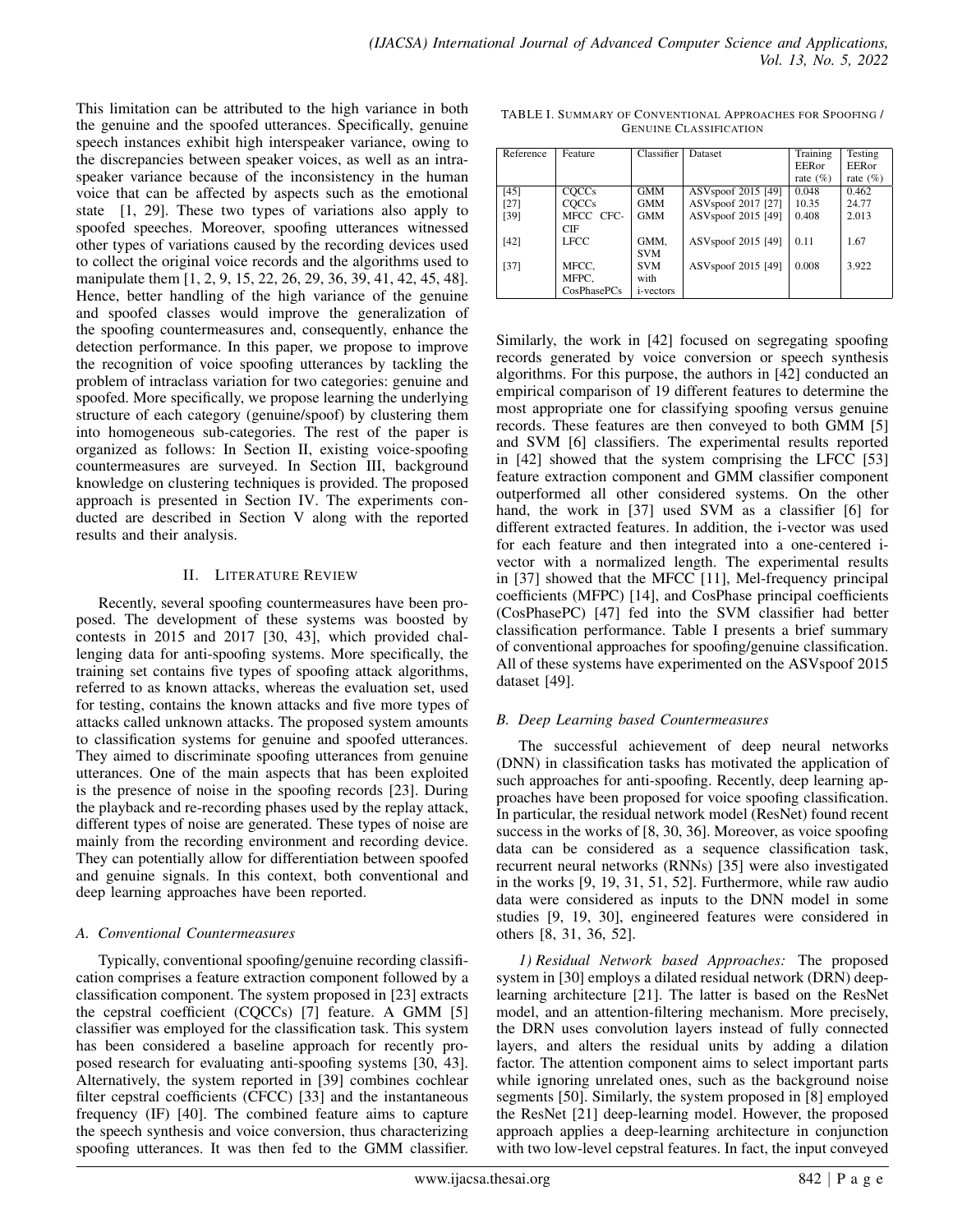This limitation can be attributed to the high variance in both the genuine and the spoofed utterances. Specifically, genuine speech instances exhibit high interspeaker variance, owing to the discrepancies between speaker voices, as well as an intra-speaker variance because of the inconsistency in the human voice that can be affected by aspects such as the emotional state [1, 29]. These two types of variations also apply to spoofed speeches. Moreover, spoofing utterances witnessed other types of variations caused by the recording devices used to collect the original voice records and the algorithms used to manipulate them [1, 2, 9, 15, 22, 26, 29, 36, 39, 41, 42, 45, 48]. Hence, better handling of the high variance of the genuine and spoofed classes would improve the generalization of the spoofing countermeasures and, consequently, enhance the detection performance. In this paper, we propose to improve the recognition of voice spoofing utterances by tackling the problem of intraclass variation for two categories: genuine and spoofed. More specifically, we propose learning the underlying structure of each category (genuine/spoof) by clustering them into homogeneous sub-categories. The rest of the paper is organized as follows: In Section II, existing voice-spoofing countermeasures are surveyed. In Section III, background knowledge on clustering techniques is provided. The proposed approach is presented in Section IV. The experiments conducted are described in Section V along with the reported results and their analysis.

## II. Literature Review

Recently, several spoofing countermeasures have been proposed. The development of these systems was boosted by contests in 2015 and 2017 [30, 43], which provided challenging data for anti-spoofing systems. More specifically, the training set contains five types of spoofing attack algorithms, referred to as known attacks, whereas the evaluation set, used for testing, contains the known attacks and five more types of attacks called unknown attacks. The proposed system amounts to classification systems for genuine and spoofed utterances. They aimed to discriminate spoofing utterances from genuine utterances. One of the main aspects that has been exploited is the presence of noise in the spoofing records [23]. During the playback and re-recording phases used by the replay attack, different types of noise are generated. These types of noise are mainly from the recording environment and recording device. They can potentially allow for differentiation between spoofed and genuine signals. In this context, both conventional and deep learning approaches have been reported.

### *A. Conventional Countermeasures*

Typically, conventional spoofing/genuine recording classification comprises a feature extraction component followed by a classification component. The system proposed in [23] extracts the cepstral coefficient (CQCCs) [7] feature. A GMM [5] classifier was employed for the classification task. This system has been considered a baseline approach for recently proposed research for evaluating anti-spoofing systems [30, 43]. Alternatively, the system reported in [39] combines cochlear filter cepstral coefficients (CFCC) [33] and the instantaneous frequency (IF) [40]. The combined feature aims to capture the speech synthesis and voice conversion, thus characterizing spoofing utterances. It was then fed to the GMM classifier.

TABLE I. Summary of Conventional Approaches for Spoofing / Genuine Classification

| Reference | Feature | Classifier | Dataset | Training EERor rate (%) | Testing EERor rate (%) |
|---|---|---|---|---|---|
| [45] | CQCCs | GMM | ASVspoof 2015 [49] | 0.048 | 0.462 |
| [27] | CQCCs | GMM | ASVspoof 2017 [27] | 10.35 | 24.77 |
| [39] | MFCC CFC-CIF | GMM | ASVspoof 2015 [49] | 0.408 | 2.013 |
| [42] | LFCC | GMM, SVM | ASVspoof 2015 [49] | 0.11 | 1.67 |
| [37] | MFCC, MFPC, CosPhasePCs | SVM with i-vectors | ASVspoof 2015 [49] | 0.008 | 3.922 |

Similarly, the work in [42] focused on segregating spoofing records generated by voice conversion or speech synthesis algorithms. For this purpose, the authors in [42] conducted an empirical comparison of 19 different features to determine the most appropriate one for classifying spoofing versus genuine records. These features are then conveyed to both GMM [5] and SVM [6] classifiers. The experimental results reported in [42] showed that the system comprising the LFCC [53] feature extraction component and GMM classifier component outperformed all other considered systems. On the other hand, the work in [37] used SVM as a classifier [6] for different extracted features. In addition, the i-vector was used for each feature and then integrated into a one-centered i-vector with a normalized length. The experimental results in [37] showed that the MFCC [11], Mel-frequency principal coefficients (MFPC) [14], and CosPhase principal coefficients (CosPhasePC) [47] fed into the SVM classifier had better classification performance. Table I presents a brief summary of conventional approaches for spoofing/genuine classification. All of these systems have experimented on the ASVspoof 2015 dataset [49].

### *B. Deep Learning based Countermeasures*

The successful achievement of deep neural networks (DNN) in classification tasks has motivated the application of such approaches for anti-spoofing. Recently, deep learning approaches have been proposed for voice spoofing classification. In particular, the residual network model (ResNet) found recent success in the works of [8, 30, 36]. Moreover, as voice spoofing data can be considered as a sequence classification task, recurrent neural networks (RNNs) [35] were also investigated in the works [9, 19, 31, 51, 52]. Furthermore, while raw audio data were considered as inputs to the DNN model in some studies [9, 19, 30], engineered features were considered in others [8, 31, 36, 52].

*1) Residual Network based Approaches:* The proposed system in [30] employs a dilated residual network (DRN) deep-learning architecture [21]. The latter is based on the ResNet model, and an attention-filtering mechanism. More precisely, the DRN uses convolution layers instead of fully connected layers, and alters the residual units by adding a dilation factor. The attention component aims to select important parts while ignoring unrelated ones, such as the background noise segments [50]. Similarly, the system proposed in [8] employed the ResNet [21] deep-learning model. However, the proposed approach applies a deep-learning architecture in conjunction with two low-level cepstral features. In fact, the input conveyed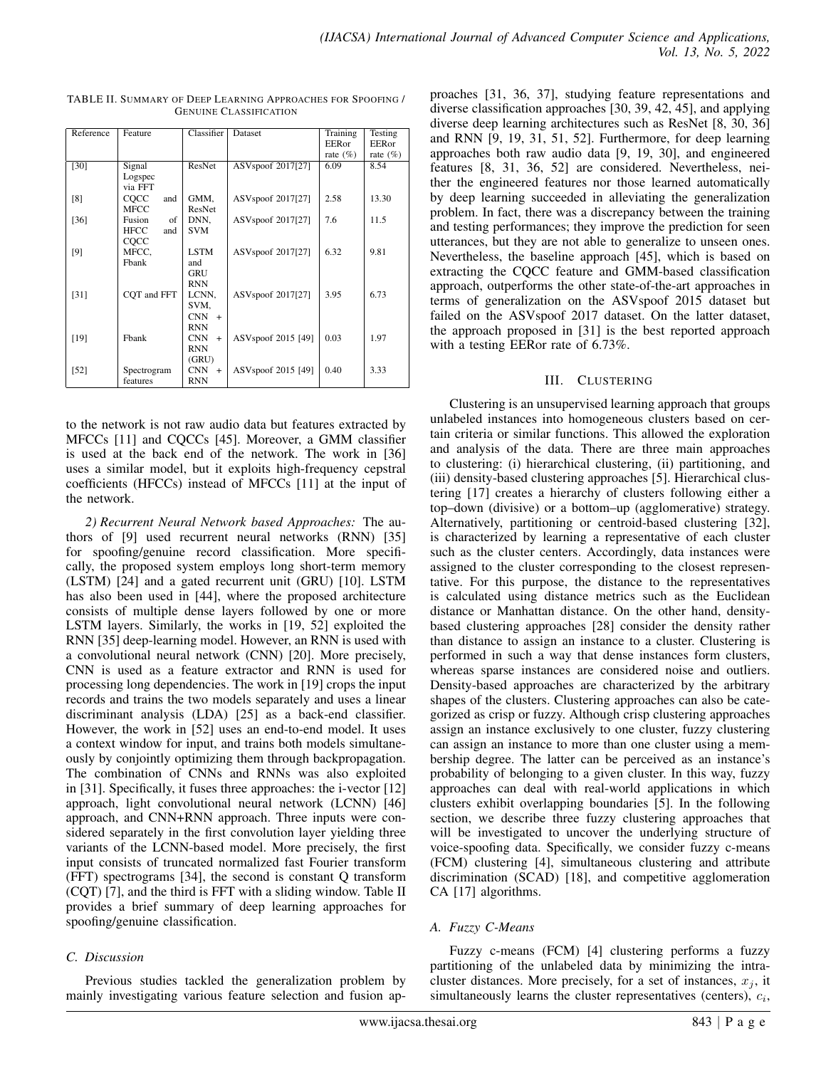TABLE II. SUMMARY OF DEEP LEARNING APPROACHES FOR SPOOFING / GENUINE CLASSIFICATION

| Reference | Feature | Classifier | Dataset | Training EERor rate (%) | Testing EERor rate (%) |
|---|---|---|---|---|---|
| [30] | Signal Logspec via FFT | ResNet | ASVspoof 2017[27] | 6.09 | 8.54 |
| [8] | CQCC and MFCC | GMM, ResNet | ASVspoof 2017[27] | 2.58 | 13.30 |
| [36] | Fusion of HFCC and CQCC | DNN, SVM | ASVspoof 2017[27] | 7.6 | 11.5 |
| [9] | MFCC, Fbank | LSTM and GRU RNN | ASVspoof 2017[27] | 6.32 | 9.81 |
| [31] | CQT and FFT | LCNN, SVM, CNN + RNN | ASVspoof 2017[27] | 3.95 | 6.73 |
| [19] | Fbank | CNN + RNN (GRU) | ASVspoof 2015 [49] | 0.03 | 1.97 |
| [52] | Spectrogram features | CNN + RNN | ASVspoof 2015 [49] | 0.40 | 3.33 |

to the network is not raw audio data but features extracted by MFCCs [11] and CQCCs [45]. Moreover, a GMM classifier is used at the back end of the network. The work in [36] uses a similar model, but it exploits high-frequency cepstral coefficients (HFCCs) instead of MFCCs [11] at the input of the network.

*2) Recurrent Neural Network based Approaches:* The authors of [9] used recurrent neural networks (RNN) [35] for spoofing/genuine record classification. More specifically, the proposed system employs long short-term memory (LSTM) [24] and a gated recurrent unit (GRU) [10]. LSTM has also been used in [44], where the proposed architecture consists of multiple dense layers followed by one or more LSTM layers. Similarly, the works in [19, 52] exploited the RNN [35] deep-learning model. However, an RNN is used with a convolutional neural network (CNN) [20]. More precisely, CNN is used as a feature extractor and RNN is used for processing long dependencies. The work in [19] crops the input records and trains the two models separately and uses a linear discriminant analysis (LDA) [25] as a back-end classifier. However, the work in [52] uses an end-to-end model. It uses a context window for input, and trains both models simultaneously by conjointly optimizing them through backpropagation. The combination of CNNs and RNNs was also exploited in [31]. Specifically, it fuses three approaches: the i-vector [12] approach, light convolutional neural network (LCNN) [46] approach, and CNN+RNN approach. Three inputs were considered separately in the first convolution layer yielding three variants of the LCNN-based model. More precisely, the first input consists of truncated normalized fast Fourier transform (FFT) spectrograms [34], the second is constant Q transform (CQT) [7], and the third is FFT with a sliding window. Table II provides a brief summary of deep learning approaches for spoofing/genuine classification.

### C. Discussion

Previous studies tackled the generalization problem by mainly investigating various feature selection and fusion approaches [31, 36, 37], studying feature representations and diverse classification approaches [30, 39, 42, 45], and applying diverse deep learning architectures such as ResNet [8, 30, 36] and RNN [9, 19, 31, 51, 52]. Furthermore, for deep learning approaches both raw audio data [9, 19, 30], and engineered features [8, 31, 36, 52] are considered. Nevertheless, neither the engineered features nor those learned automatically by deep learning succeeded in alleviating the generalization problem. In fact, there was a discrepancy between the training and testing performances; they improve the prediction for seen utterances, but they are not able to generalize to unseen ones. Nevertheless, the baseline approach [45], which is based on extracting the CQCC feature and GMM-based classification approach, outperforms the other state-of-the-art approaches in terms of generalization on the ASVspoof 2015 dataset but failed on the ASVspoof 2017 dataset. On the latter dataset, the approach proposed in [31] is the best reported approach with a testing EERor rate of 6.73%.

## III. CLUSTERING

Clustering is an unsupervised learning approach that groups unlabeled instances into homogeneous clusters based on certain criteria or similar functions. This allowed the exploration and analysis of the data. There are three main approaches to clustering: (i) hierarchical clustering, (ii) partitioning, and (iii) density-based clustering approaches [5]. Hierarchical clustering [17] creates a hierarchy of clusters following either a top–down (divisive) or a bottom–up (agglomerative) strategy. Alternatively, partitioning or centroid-based clustering [32], is characterized by learning a representative of each cluster such as the cluster centers. Accordingly, data instances were assigned to the cluster corresponding to the closest representative. For this purpose, the distance to the representatives is calculated using distance metrics such as the Euclidean distance or Manhattan distance. On the other hand, density-based clustering approaches [28] consider the density rather than distance to assign an instance to a cluster. Clustering is performed in such a way that dense instances form clusters, whereas sparse instances are considered noise and outliers. Density-based approaches are characterized by the arbitrary shapes of the clusters. Clustering approaches can also be categorized as crisp or fuzzy. Although crisp clustering approaches assign an instance exclusively to one cluster, fuzzy clustering can assign an instance to more than one cluster using a membership degree. The latter can be perceived as an instance's probability of belonging to a given cluster. In this way, fuzzy approaches can deal with real-world applications in which clusters exhibit overlapping boundaries [5]. In the following section, we describe three fuzzy clustering approaches that will be investigated to uncover the underlying structure of voice-spoofing data. Specifically, we consider fuzzy c-means (FCM) clustering [4], simultaneous clustering and attribute discrimination (SCAD) [18], and competitive agglomeration CA [17] algorithms.

### A. Fuzzy C-Means

Fuzzy c-means (FCM) [4] clustering performs a fuzzy partitioning of the unlabeled data by minimizing the intra-cluster distances. More precisely, for a set of instances, $x_j$, it simultaneously learns the cluster representatives (centers), $c_i$,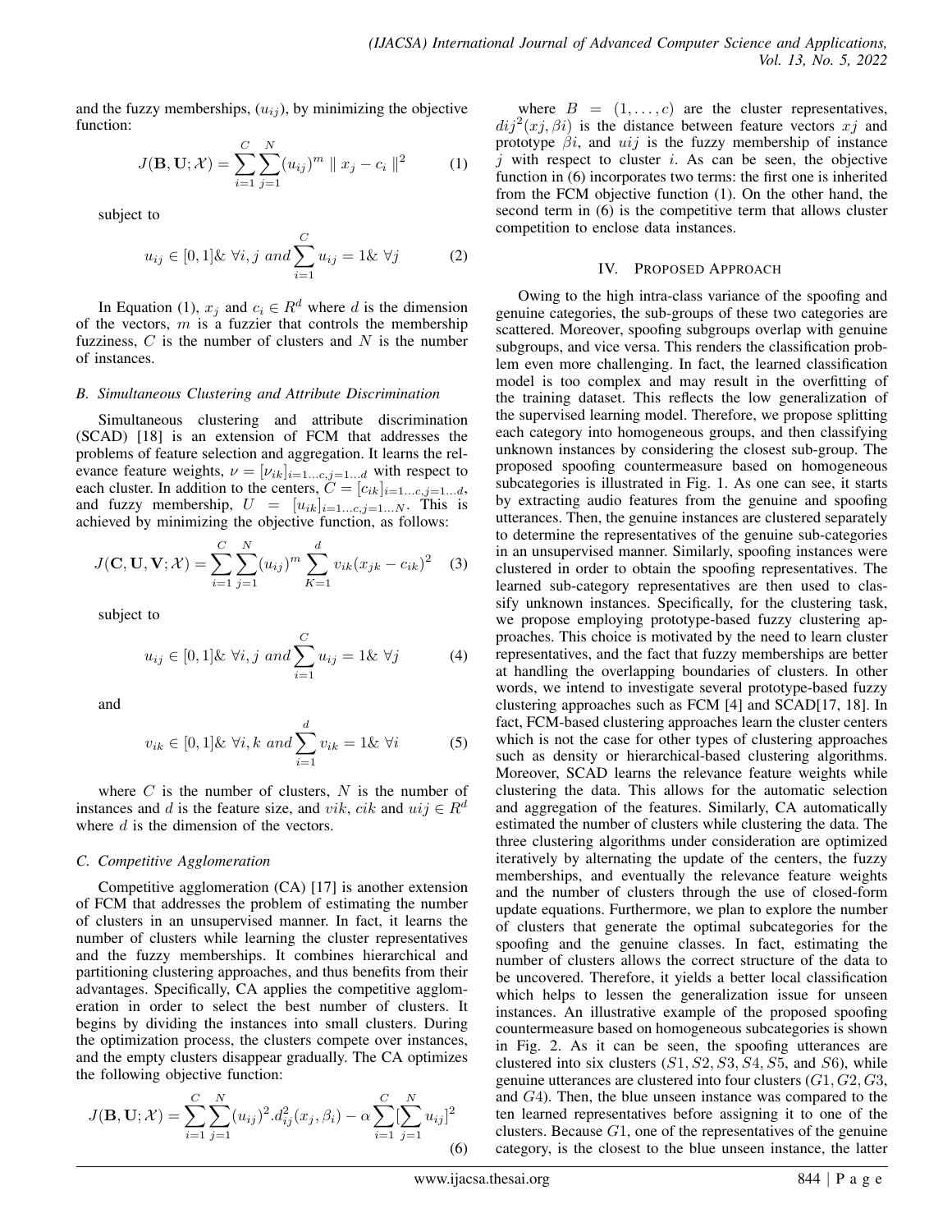and the fuzzy memberships, $(u_{ij})$, by minimizing the objective function:

$$J(\mathbf{B}, \mathbf{U}; \mathcal{X}) = \sum_{i=1}^{C} \sum_{j=1}^{N} (u_{ij})^m \parallel x_j - c_i \parallel^2 \quad (1)$$

subject to

$$u_{ij} \in [0, 1] \& \ \forall i, j \ and \sum_{i=1}^{C} u_{ij} = 1 \& \ \forall j \quad (2)$$

In Equation (1), $x_j$ and $c_i \in R^d$ where $d$ is the dimension of the vectors, $m$ is a fuzzier that controls the membership fuzziness, $C$ is the number of clusters and $N$ is the number of instances.

### B. Simultaneous Clustering and Attribute Discrimination

Simultaneous clustering and attribute discrimination (SCAD) [18] is an extension of FCM that addresses the problems of feature selection and aggregation. It learns the relevance feature weights, $\nu = [\nu_{ik}]_{i=1...c, j=1...d}$ with respect to each cluster. In addition to the centers, $C = [c_{ik}]_{i=1...c, j=1...d}$, and fuzzy membership, $U = [u_{ik}]_{i=1...c, j=1...N}$. This is achieved by minimizing the objective function, as follows:

$$J(\mathbf{C}, \mathbf{U}, \mathbf{V}; \mathcal{X}) = \sum_{i=1}^{C} \sum_{j=1}^{N} (u_{ij})^m \sum_{K=1}^{d} v_{ik}(x_{jk} - c_{ik})^2 \quad (3)$$

subject to

$$u_{ij} \in [0, 1] \& \ \forall i, j \ and \sum_{i=1}^{C} u_{ij} = 1 \& \ \forall j \quad (4)$$

and

$$v_{ik} \in [0, 1] \& \ \forall i, k \ and \sum_{i=1}^{d} v_{ik} = 1 \& \ \forall i \quad (5)$$

where $C$ is the number of clusters, $N$ is the number of instances and $d$ is the feature size, and $vik$, $cik$ and $uij \in R^d$ where $d$ is the dimension of the vectors.

### C. Competitive Agglomeration

Competitive agglomeration (CA) [17] is another extension of FCM that addresses the problem of estimating the number of clusters in an unsupervised manner. In fact, it learns the number of clusters while learning the cluster representatives and the fuzzy memberships. It combines hierarchical and partitioning clustering approaches, and thus benefits from their advantages. Specifically, CA applies the competitive agglomeration in order to select the best number of clusters. It begins by dividing the instances into small clusters. During the optimization process, the clusters compete over instances, and the empty clusters disappear gradually. The CA optimizes the following objective function:

$$J(\mathbf{B}, \mathbf{U}; \mathcal{X}) = \sum_{i=1}^{C} \sum_{j=1}^{N} (u_{ij})^2 . d_{ij}^2(x_j, \beta_i) - \alpha \sum_{i=1}^{C} [\sum_{j=1}^{N} u_{ij}]^2 \quad (6)$$

where $B = (1, \ldots, c)$ are the cluster representatives, $dij^2(xj, \beta i)$ is the distance between feature vectors $xj$ and prototype $\beta i$, and $uij$ is the fuzzy membership of instance $j$ with respect to cluster $i$. As can be seen, the objective function in (6) incorporates two terms: the first one is inherited from the FCM objective function (1). On the other hand, the second term in (6) is the competitive term that allows cluster competition to enclose data instances.

## IV. Proposed Approach

Owing to the high intra-class variance of the spoofing and genuine categories, the sub-groups of these two categories are scattered. Moreover, spoofing subgroups overlap with genuine subgroups, and vice versa. This renders the classification problem even more challenging. In fact, the learned classification model is too complex and may result in the overfitting of the training dataset. This reflects the low generalization of the supervised learning model. Therefore, we propose splitting each category into homogeneous groups, and then classifying unknown instances by considering the closest sub-group. The proposed spoofing countermeasure based on homogeneous subcategories is illustrated in Fig. 1. As one can see, it starts by extracting audio features from the genuine and spoofing utterances. Then, the genuine instances are clustered separately to determine the representatives of the genuine sub-categories in an unsupervised manner. Similarly, spoofing instances were clustered in order to obtain the spoofing representatives. The learned sub-category representatives are then used to classify unknown instances. Specifically, for the clustering task, we propose employing prototype-based fuzzy clustering approaches. This choice is motivated by the need to learn cluster representatives, and the fact that fuzzy memberships are better at handling the overlapping boundaries of clusters. In other words, we intend to investigate several prototype-based fuzzy clustering approaches such as FCM [4] and SCAD[17, 18]. In fact, FCM-based clustering approaches learn the cluster centers which is not the case for other types of clustering approaches such as density or hierarchical-based clustering algorithms. Moreover, SCAD learns the relevance feature weights while clustering the data. This allows for the automatic selection and aggregation of the features. Similarly, CA automatically estimated the number of clusters while clustering the data. The three clustering algorithms under consideration are optimized iteratively by alternating the update of the centers, the fuzzy memberships, and eventually the relevance feature weights and the number of clusters through the use of closed-form update equations. Furthermore, we plan to explore the number of clusters that generate the optimal subcategories for the spoofing and the genuine classes. In fact, estimating the number of clusters allows the correct structure of the data to be uncovered. Therefore, it yields a better local classification which helps to lessen the generalization issue for unseen instances. An illustrative example of the proposed spoofing countermeasure based on homogeneous subcategories is shown in Fig. 2. As it can be seen, the spoofing utterances are clustered into six clusters ($S1, S2, S3, S4, S5$, and $S6$), while genuine utterances are clustered into four clusters ($G1, G2, G3$, and $G4$). Then, the blue unseen instance was compared to the ten learned representatives before assigning it to one of the clusters. Because $G1$, one of the representatives of the genuine category, is the closest to the blue unseen instance, the latter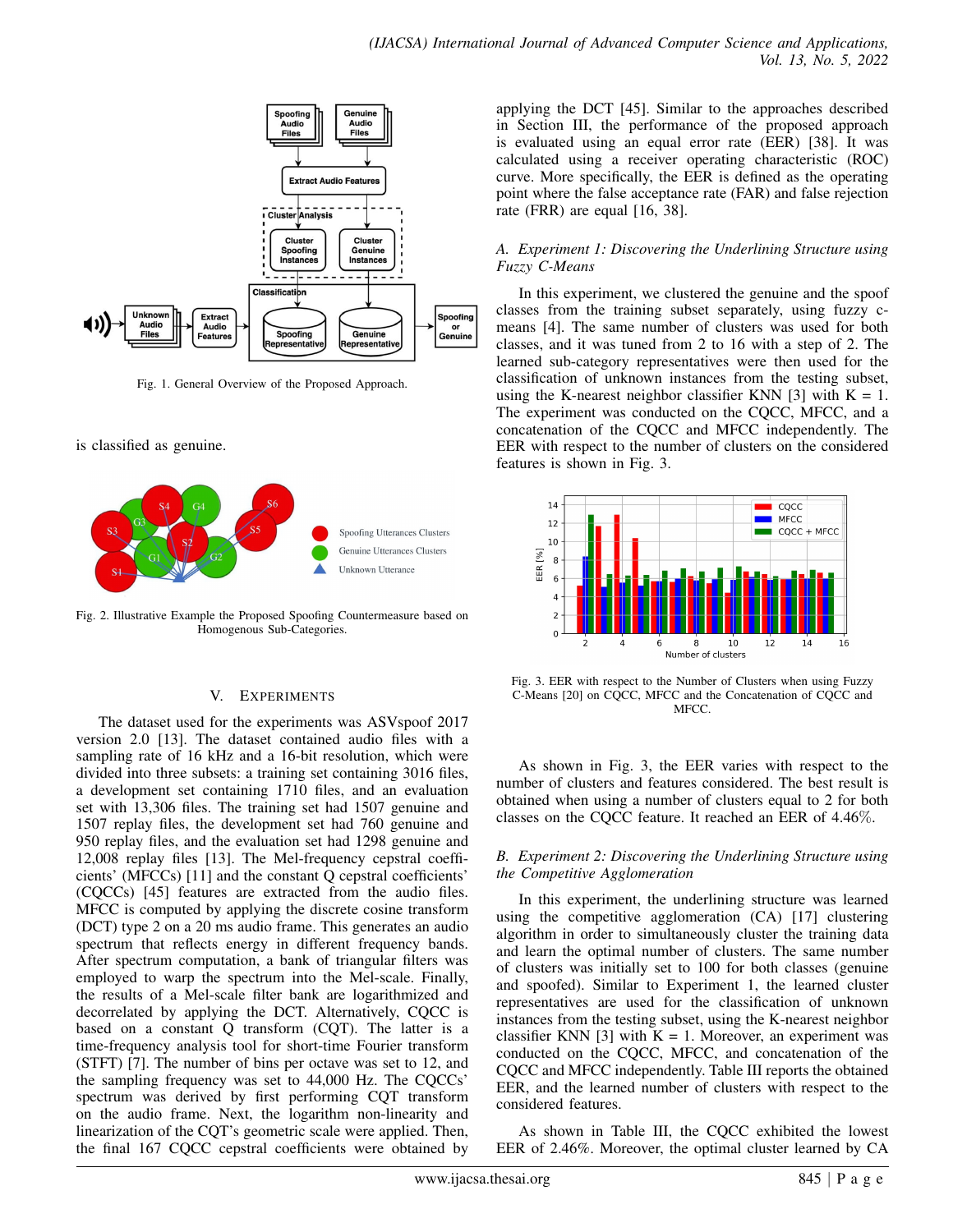Fig. 1. General Overview of the Proposed Approach.

is classified as genuine.

Fig. 2. Illustrative Example the Proposed Spoofing Countermeasure based on Homogenous Sub-Categories.

## V. EXPERIMENTS

The dataset used for the experiments was ASVspoof 2017 version 2.0 [13]. The dataset contained audio files with a sampling rate of 16 kHz and a 16-bit resolution, which were divided into three subsets: a training set containing 3016 files, a development set containing 1710 files, and an evaluation set with 13,306 files. The training set had 1507 genuine and 1507 replay files, the development set had 760 genuine and 950 replay files, and the evaluation set had 1298 genuine and 12,008 replay files [13]. The Mel-frequency cepstral coefficients' (MFCCs) [11] and the constant Q cepstral coefficients' (CQCCs) [45] features are extracted from the audio files. MFCC is computed by applying the discrete cosine transform (DCT) type 2 on a 20 ms audio frame. This generates an audio spectrum that reflects energy in different frequency bands. After spectrum computation, a bank of triangular filters was employed to warp the spectrum into the Mel-scale. Finally, the results of a Mel-scale filter bank are logarithmized and decorrelated by applying the DCT. Alternatively, CQCC is based on a constant Q transform (CQT). The latter is a time-frequency analysis tool for short-time Fourier transform (STFT) [7]. The number of bins per octave was set to 12, and the sampling frequency was set to 44,000 Hz. The CQCCs' spectrum was derived by first performing CQT transform on the audio frame. Next, the logarithm non-linearity and linearization of the CQT's geometric scale were applied. Then, the final 167 CQCC cepstral coefficients were obtained by applying the DCT [45]. Similar to the approaches described in Section III, the performance of the proposed approach is evaluated using an equal error rate (EER) [38]. It was calculated using a receiver operating characteristic (ROC) curve. More specifically, the EER is defined as the operating point where the false acceptance rate (FAR) and false rejection rate (FRR) are equal [16, 38].

### *A. Experiment 1: Discovering the Underlining Structure using Fuzzy C-Means*

In this experiment, we clustered the genuine and the spoof classes from the training subset separately, using fuzzy c-means [4]. The same number of clusters was used for both classes, and it was tuned from 2 to 16 with a step of 2. The learned sub-category representatives were then used for the classification of unknown instances from the testing subset, using the K-nearest neighbor classifier KNN [3] with K = 1. The experiment was conducted on the CQCC, MFCC, and a concatenation of the CQCC and MFCC independently. The EER with respect to the number of clusters on the considered features is shown in Fig. 3.

Fig. 3. EER with respect to the Number of Clusters when using Fuzzy C-Means [20] on CQCC, MFCC and the Concatenation of CQCC and MFCC.

As shown in Fig. 3, the EER varies with respect to the number of clusters and features considered. The best result is obtained when using a number of clusters equal to 2 for both classes on the CQCC feature. It reached an EER of 4.46%.

### *B. Experiment 2: Discovering the Underlining Structure using the Competitive Agglomeration*

In this experiment, the underlining structure was learned using the competitive agglomeration (CA) [17] clustering algorithm in order to simultaneously cluster the training data and learn the optimal number of clusters. The same number of clusters was initially set to 100 for both classes (genuine and spoofed). Similar to Experiment 1, the learned cluster representatives are used for the classification of unknown instances from the testing subset, using the K-nearest neighbor classifier KNN [3] with K = 1. Moreover, an experiment was conducted on the CQCC, MFCC, and concatenation of the CQCC and MFCC independently. Table III reports the obtained EER, and the learned number of clusters with respect to the considered features.

As shown in Table III, the CQCC exhibited the lowest EER of 2.46%. Moreover, the optimal cluster learned by CA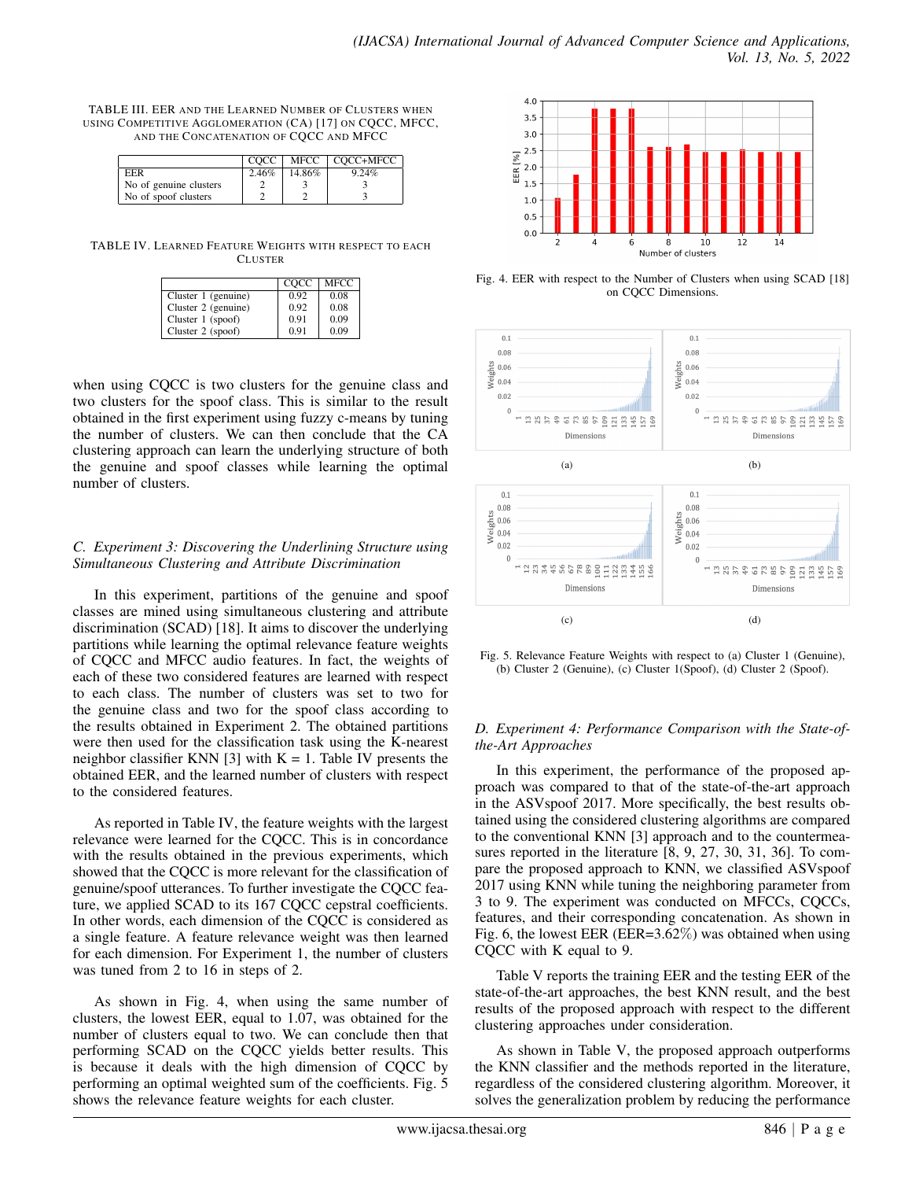TABLE III. EER and the Learned Number of Clusters when using Competitive Agglomeration (CA) [17] on CQCC, MFCC, and the Concatenation of CQCC and MFCC

| | CQCC | MFCC | CQCC+MFCC |
|---|---|---|---|
| EER | 2.46% | 14.86% | 9.24% |
| No of genuine clusters | 2 | 3 | 3 |
| No of spoof clusters | 2 | 2 | 3 |

TABLE IV. Learned Feature Weights with respect to each Cluster

| | CQCC | MFCC |
|---|---|---|
| Cluster 1 (genuine) | 0.92 | 0.08 |
| Cluster 2 (genuine) | 0.92 | 0.08 |
| Cluster 1 (spoof) | 0.91 | 0.09 |
| Cluster 2 (spoof) | 0.91 | 0.09 |

when using CQCC is two clusters for the genuine class and two clusters for the spoof class. This is similar to the result obtained in the first experiment using fuzzy c-means by tuning the number of clusters. We can then conclude that the CA clustering approach can learn the underlying structure of both the genuine and spoof classes while learning the optimal number of clusters.

### C. Experiment 3: Discovering the Underlining Structure using Simultaneous Clustering and Attribute Discrimination

In this experiment, partitions of the genuine and spoof classes are mined using simultaneous clustering and attribute discrimination (SCAD) [18]. It aims to discover the underlying partitions while learning the optimal relevance feature weights of CQCC and MFCC audio features. In fact, the weights of each of these two considered features are learned with respect to each class. The number of clusters was set to two for the genuine class and two for the spoof class according to the results obtained in Experiment 2. The obtained partitions were then used for the classification task using the K-nearest neighbor classifier KNN [3] with K = 1. Table IV presents the obtained EER, and the learned number of clusters with respect to the considered features.

As reported in Table IV, the feature weights with the largest relevance were learned for the CQCC. This is in concordance with the results obtained in the previous experiments, which showed that the CQCC is more relevant for the classification of genuine/spoof utterances. To further investigate the CQCC feature, we applied SCAD to its 167 CQCC cepstral coefficients. In other words, each dimension of the CQCC is considered as a single feature. A feature relevance weight was then learned for each dimension. For Experiment 1, the number of clusters was tuned from 2 to 16 in steps of 2.

As shown in Fig. 4, when using the same number of clusters, the lowest EER, equal to 1.07, was obtained for the number of clusters equal to two. We can conclude then that performing SCAD on the CQCC yields better results. This is because it deals with the high dimension of CQCC by performing an optimal weighted sum of the coefficients. Fig. 5 shows the relevance feature weights for each cluster.

Fig. 4. EER with respect to the Number of Clusters when using SCAD [18] on CQCC Dimensions.

Fig. 5. Relevance Feature Weights with respect to (a) Cluster 1 (Genuine), (b) Cluster 2 (Genuine), (c) Cluster 1(Spoof), (d) Cluster 2 (Spoof).

### D. Experiment 4: Performance Comparison with the State-of-the-Art Approaches

In this experiment, the performance of the proposed approach was compared to that of the state-of-the-art approach in the ASVspoof 2017. More specifically, the best results obtained using the considered clustering algorithms are compared to the conventional KNN [3] approach and to the countermeasures reported in the literature [8, 9, 27, 30, 31, 36]. To compare the proposed approach to KNN, we classified ASVspoof 2017 using KNN while tuning the neighboring parameter from 3 to 9. The experiment was conducted on MFCCs, CQCCs, features, and their corresponding concatenation. As shown in Fig. 6, the lowest EER (EER=3.62%) was obtained when using CQCC with K equal to 9.

Table V reports the training EER and the testing EER of the state-of-the-art approaches, the best KNN result, and the best results of the proposed approach with respect to the different clustering approaches under consideration.

As shown in Table V, the proposed approach outperforms the KNN classifier and the methods reported in the literature, regardless of the considered clustering algorithm. Moreover, it solves the generalization problem by reducing the performance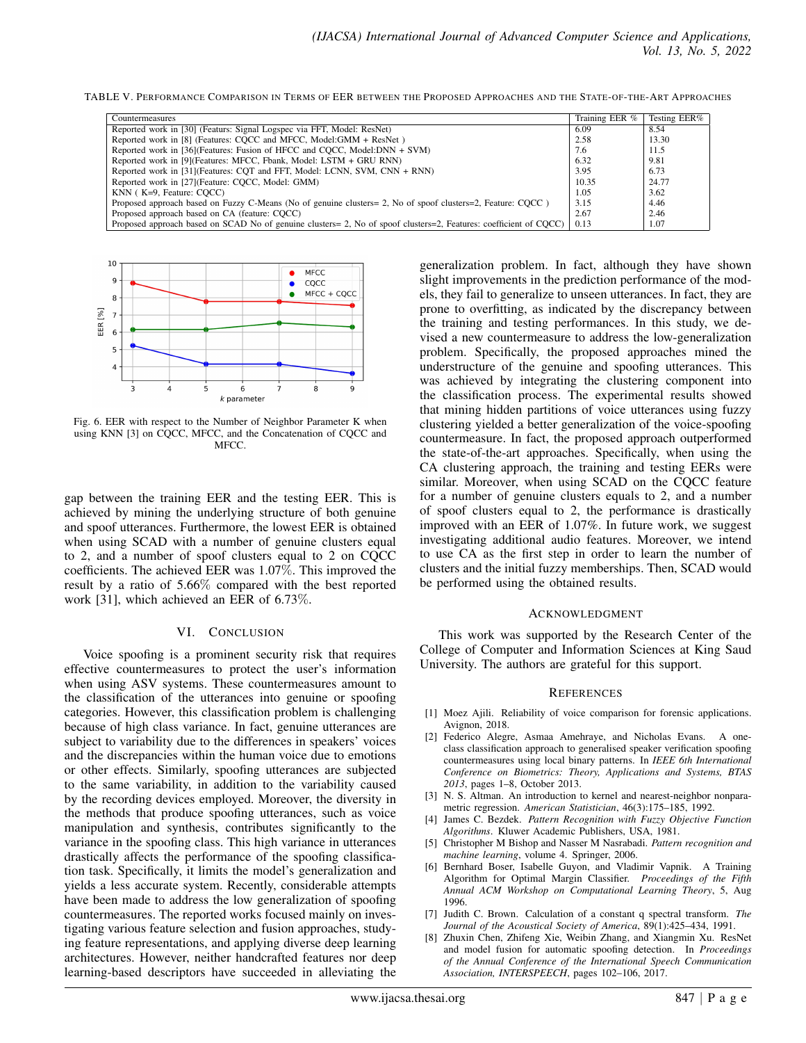TABLE V. Performance Comparison in Terms of EER between the Proposed Approaches and the State-of-the-Art Approaches

| Countermeasures | Training EER % | Testing EER% |
|---|---|---|
| Reported work in [30] (Features: Signal Logspec via FFT, Model: ResNet) | 6.09 | 8.54 |
| Reported work in [8] (Features: CQCC and MFCC, Model:GMM + ResNet ) | 2.58 | 13.30 |
| Reported work in [36](Features: Fusion of HFCC and CQCC, Model:DNN + SVM) | 7.6 | 11.5 |
| Reported work in [9](Features: MFCC, Fbank, Model: LSTM + GRU RNN) | 6.32 | 9.81 |
| Reported work in [31](Features: CQT and FFT, Model: LCNN, SVM, CNN + RNN) | 3.95 | 6.73 |
| Reported work in [27](Feature: CQCC, Model: GMM) | 10.35 | 24.77 |
| KNN ( K=9, Feature: CQCC) | 1.05 | 3.62 |
| Proposed approach based on Fuzzy C-Means (No of genuine clusters= 2, No of spoof clusters=2, Feature: CQCC ) | 3.15 | 4.46 |
| Proposed approach based on CA (feature: CQCC) | 2.67 | 2.46 |
| Proposed approach based on SCAD No of genuine clusters= 2, No of spoof clusters=2, Features: coefficient of CQCC) | 0.13 | 1.07 |

Fig. 6. EER with respect to the Number of Neighbor Parameter K when using KNN [3] on CQCC, MFCC, and the Concatenation of CQCC and MFCC.

gap between the training EER and the testing EER. This is achieved by mining the underlying structure of both genuine and spoof utterances. Furthermore, the lowest EER is obtained when using SCAD with a number of genuine clusters equal to 2, and a number of spoof clusters equal to 2 on CQCC coefficients. The achieved EER was 1.07%. This improved the result by a ratio of 5.66% compared with the best reported work [31], which achieved an EER of 6.73%.

## VI. Conclusion

Voice spoofing is a prominent security risk that requires effective countermeasures to protect the user's information when using ASV systems. These countermeasures amount to the classification of the utterances into genuine or spoofing categories. However, this classification problem is challenging because of high class variance. In fact, genuine utterances are subject to variability due to the differences in speakers' voices and the discrepancies within the human voice due to emotions or other effects. Similarly, spoofing utterances are subjected to the same variability, in addition to the variability caused by the recording devices employed. Moreover, the diversity in the methods that produce spoofing utterances, such as voice manipulation and synthesis, contributes significantly to the variance in the spoofing class. This high variance in utterances drastically affects the performance of the spoofing classification task. Specifically, it limits the model's generalization and yields a less accurate system. Recently, considerable attempts have been made to address the low generalization of spoofing countermeasures. The reported works focused mainly on investigating various feature selection and fusion approaches, studying feature representations, and applying diverse deep learning architectures. However, neither handcrafted features nor deep learning-based descriptors have succeeded in alleviating the generalization problem. In fact, although they have shown slight improvements in the prediction performance of the models, they fail to generalize to unseen utterances. In fact, they are prone to overfitting, as indicated by the discrepancy between the training and testing performances. In this study, we devised a new countermeasure to address the low-generalization problem. Specifically, the proposed approaches mined the understructure of the genuine and spoofing utterances. This was achieved by integrating the clustering component into the classification process. The experimental results showed that mining hidden partitions of voice utterances using fuzzy clustering yielded a better generalization of the voice-spoofing countermeasure. In fact, the proposed approach outperformed the state-of-the-art approaches. Specifically, when using the CA clustering approach, the training and testing EERs were similar. Moreover, when using SCAD on the CQCC feature for a number of genuine clusters equals to 2, and a number of spoof clusters equal to 2, the performance is drastically improved with an EER of 1.07%. In future work, we suggest investigating additional audio features. Moreover, we intend to use CA as the first step in order to learn the number of clusters and the initial fuzzy memberships. Then, SCAD would be performed using the obtained results.

## Acknowledgment

This work was supported by the Research Center of the College of Computer and Information Sciences at King Saud University. The authors are grateful for this support.

## References

[1] Moez Ajili. Reliability of voice comparison for forensic applications. Avignon, 2018.

[2] Federico Alegre, Asmaa Amehraye, and Nicholas Evans. A one-class classification approach to generalised speaker verification spoofing countermeasures using local binary patterns. In *IEEE 6th International Conference on Biometrics: Theory, Applications and Systems, BTAS 2013*, pages 1–8, October 2013.

[3] N. S. Altman. An introduction to kernel and nearest-neighbor nonparametric regression. *American Statistician*, 46(3):175–185, 1992.

[4] James C. Bezdek. *Pattern Recognition with Fuzzy Objective Function Algorithms*. Kluwer Academic Publishers, USA, 1981.

[5] Christopher M Bishop and Nasser M Nasrabadi. *Pattern recognition and machine learning*, volume 4. Springer, 2006.

[6] Bernhard Boser, Isabelle Guyon, and Vladimir Vapnik. A Training Algorithm for Optimal Margin Classifier. *Proceedings of the Fifth Annual ACM Workshop on Computational Learning Theory*, 5, Aug 1996.

[7] Judith C. Brown. Calculation of a constant q spectral transform. *The Journal of the Acoustical Society of America*, 89(1):425–434, 1991.

[8] Zhuxin Chen, Zhifeng Xie, Weibin Zhang, and Xiangmin Xu. ResNet and model fusion for automatic spoofing detection. In *Proceedings of the Annual Conference of the International Speech Communication Association, INTERSPEECH*, pages 102–106, 2017.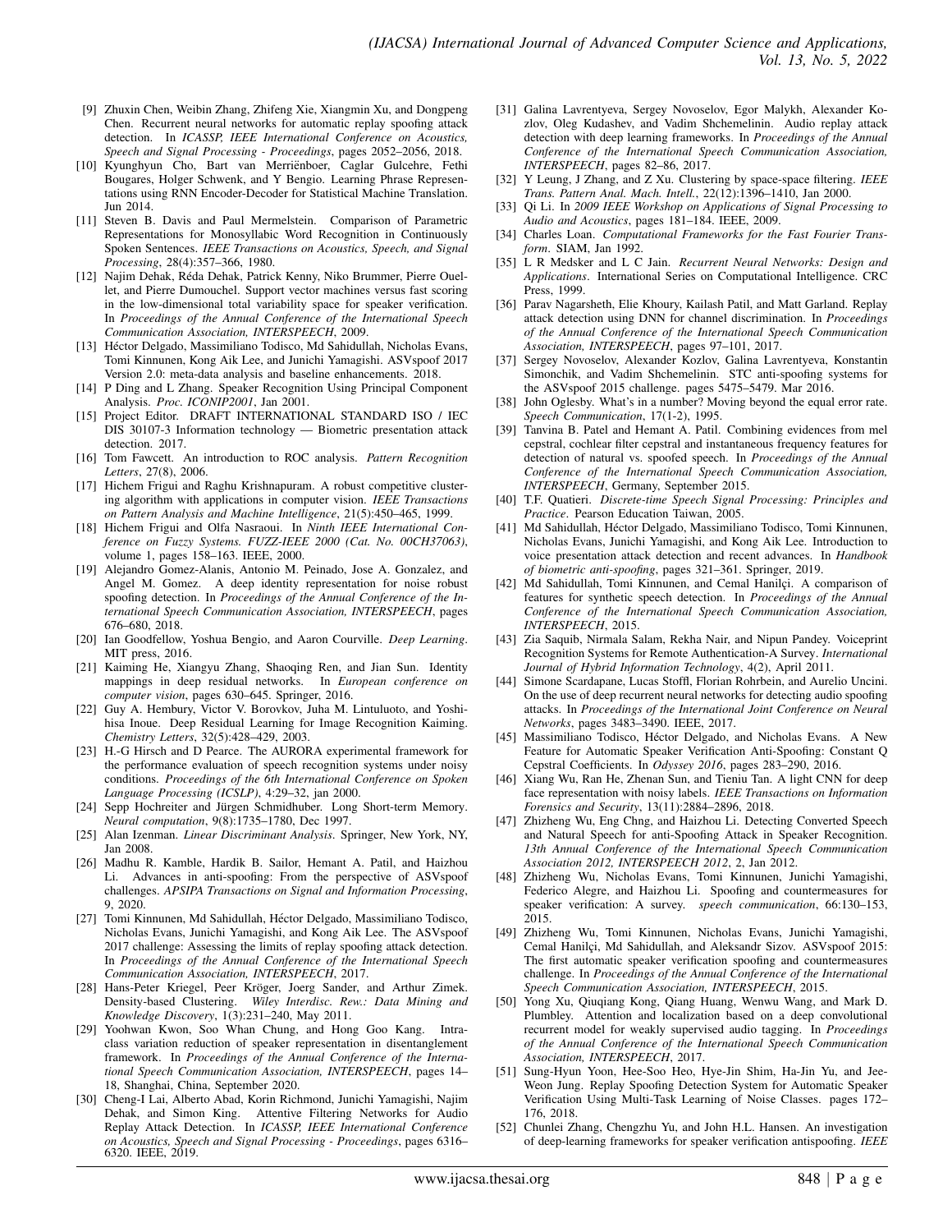[9] Zhuxin Chen, Weibin Zhang, Zhifeng Xie, Xiangmin Xu, and Dongpeng Chen. Recurrent neural networks for automatic replay spoofing attack detection. In *ICASSP, IEEE International Conference on Acoustics, Speech and Signal Processing - Proceedings*, pages 2052–2056, 2018.

[10] Kyunghyun Cho, Bart van Merriënboer, Caglar Gulcehre, Fethi Bougares, Holger Schwenk, and Y Bengio. Learning Phrase Representations using RNN Encoder-Decoder for Statistical Machine Translation. Jun 2014.

[11] Steven B. Davis and Paul Mermelstein. Comparison of Parametric Representations for Monosyllabic Word Recognition in Continuously Spoken Sentences. *IEEE Transactions on Acoustics, Speech, and Signal Processing*, 28(4):357–366, 1980.

[12] Najim Dehak, Réda Dehak, Patrick Kenny, Niko Brummer, Pierre Ouellet, and Pierre Dumouchel. Support vector machines versus fast scoring in the low-dimensional total variability space for speaker verification. In *Proceedings of the Annual Conference of the International Speech Communication Association, INTERSPEECH*, 2009.

[13] Héctor Delgado, Massimiliano Todisco, Md Sahidullah, Nicholas Evans, Tomi Kinnunen, Kong Aik Lee, and Junichi Yamagishi. ASVspoof 2017 Version 2.0: meta-data analysis and baseline enhancements. 2018.

[14] P Ding and L Zhang. Speaker Recognition Using Principal Component Analysis. *Proc. ICONIP2001*, Jan 2001.

[15] Project Editor. DRAFT INTERNATIONAL STANDARD ISO / IEC DIS 30107-3 Information technology — Biometric presentation attack detection. 2017.

[16] Tom Fawcett. An introduction to ROC analysis. *Pattern Recognition Letters*, 27(8), 2006.

[17] Hichem Frigui and Raghu Krishnapuram. A robust competitive clustering algorithm with applications in computer vision. *IEEE Transactions on Pattern Analysis and Machine Intelligence*, 21(5):450–465, 1999.

[18] Hichem Frigui and Olfa Nasraoui. In *Ninth IEEE International Conference on Fuzzy Systems. FUZZ-IEEE 2000 (Cat. No. 00CH37063)*, volume 1, pages 158–163. IEEE, 2000.

[19] Alejandro Gomez-Alanis, Antonio M. Peinado, Jose A. Gonzalez, and Angel M. Gomez. A deep identity representation for noise robust spoofing detection. In *Proceedings of the Annual Conference of the International Speech Communication Association, INTERSPEECH*, pages 676–680, 2018.

[20] Ian Goodfellow, Yoshua Bengio, and Aaron Courville. *Deep Learning*. MIT press, 2016.

[21] Kaiming He, Xiangyu Zhang, Shaoqing Ren, and Jian Sun. Identity mappings in deep residual networks. In *European conference on computer vision*, pages 630–645. Springer, 2016.

[22] Guy A. Hembury, Victor V. Borovkov, Juha M. Lintuluoto, and Yoshihisa Inoue. Deep Residual Learning for Image Recognition Kaiming. *Chemistry Letters*, 32(5):428–429, 2003.

[23] H.-G Hirsch and D Pearce. The AURORA experimental framework for the performance evaluation of speech recognition systems under noisy conditions. *Proceedings of the 6th International Conference on Spoken Language Processing (ICSLP)*, 4:29–32, jan 2000.

[24] Sepp Hochreiter and Jürgen Schmidhuber. Long Short-term Memory. *Neural computation*, 9(8):1735–1780, Dec 1997.

[25] Alan Izenman. *Linear Discriminant Analysis*. Springer, New York, NY, Jan 2008.

[26] Madhu R. Kamble, Hardik B. Sailor, Hemant A. Patil, and Haizhou Li. Advances in anti-spoofing: From the perspective of ASVspoof challenges. *APSIPA Transactions on Signal and Information Processing*, 9, 2020.

[27] Tomi Kinnunen, Md Sahidullah, Héctor Delgado, Massimiliano Todisco, Nicholas Evans, Junichi Yamagishi, and Kong Aik Lee. The ASVspoof 2017 challenge: Assessing the limits of replay spoofing attack detection. In *Proceedings of the Annual Conference of the International Speech Communication Association, INTERSPEECH*, 2017.

[28] Hans-Peter Kriegel, Peer Kröger, Joerg Sander, and Arthur Zimek. Density-based Clustering. *Wiley Interdisc. Rew.: Data Mining and Knowledge Discovery*, 1(3):231–240, May 2011.

[29] Yoohwan Kwon, Soo Whan Chung, and Hong Goo Kang. Intra-class variation reduction of speaker representation in disentanglement framework. In *Proceedings of the Annual Conference of the International Speech Communication Association, INTERSPEECH*, pages 14–18, Shanghai, China, September 2020.

[30] Cheng-I Lai, Alberto Abad, Korin Richmond, Junichi Yamagishi, Najim Dehak, and Simon King. Attentive Filtering Networks for Audio Replay Attack Detection. In *ICASSP, IEEE International Conference on Acoustics, Speech and Signal Processing - Proceedings*, pages 6316–6320. IEEE, 2019.

[31] Galina Lavrentyeva, Sergey Novoselov, Egor Malykh, Alexander Kozlov, Oleg Kudashev, and Vadim Shchemelinin. Audio replay attack detection with deep learning frameworks. In *Proceedings of the Annual Conference of the International Speech Communication Association, INTERSPEECH*, pages 82–86, 2017.

[32] Y Leung, J Zhang, and Z Xu. Clustering by space-space filtering. *IEEE Trans. Pattern Anal. Mach. Intell.*, 22(12):1396–1410, Jan 2000.

[33] Qi Li. In *2009 IEEE Workshop on Applications of Signal Processing to Audio and Acoustics*, pages 181–184. IEEE, 2009.

[34] Charles Loan. *Computational Frameworks for the Fast Fourier Transform*. SIAM, Jan 1992.

[35] L R Medsker and L C Jain. *Recurrent Neural Networks: Design and Applications*. International Series on Computational Intelligence. CRC Press, 1999.

[36] Parav Nagarsheth, Elie Khoury, Kailash Patil, and Matt Garland. Replay attack detection using DNN for channel discrimination. In *Proceedings of the Annual Conference of the International Speech Communication Association, INTERSPEECH*, pages 97–101, 2017.

[37] Sergey Novoselov, Alexander Kozlov, Galina Lavrentyeva, Konstantin Simonchik, and Vadim Shchemelinin. STC anti-spoofing systems for the ASVspoof 2015 challenge. pages 5475–5479. Mar 2016.

[38] John Oglesby. What's in a number? Moving beyond the equal error rate. *Speech Communication*, 17(1-2), 1995.

[39] Tanvina B. Patel and Hemant A. Patil. Combining evidences from mel cepstral, cochlear filter cepstral and instantaneous frequency features for detection of natural vs. spoofed speech. In *Proceedings of the Annual Conference of the International Speech Communication Association, INTERSPEECH*, Germany, September 2015.

[40] T.F. Quatieri. *Discrete-time Speech Signal Processing: Principles and Practice*. Pearson Education Taiwan, 2005.

[41] Md Sahidullah, Héctor Delgado, Massimiliano Todisco, Tomi Kinnunen, Nicholas Evans, Junichi Yamagishi, and Kong Aik Lee. Introduction to voice presentation attack detection and recent advances. In *Handbook of biometric anti-spoofing*, pages 321–361. Springer, 2019.

[42] Md Sahidullah, Tomi Kinnunen, and Cemal Hanilçi. A comparison of features for synthetic speech detection. In *Proceedings of the Annual Conference of the International Speech Communication Association, INTERSPEECH*, 2015.

[43] Zia Saquib, Nirmala Salam, Rekha Nair, and Nipun Pandey. Voiceprint Recognition Systems for Remote Authentication-A Survey. *International Journal of Hybrid Information Technology*, 4(2), April 2011.

[44] Simone Scardapane, Lucas Stoffl, Florian Rohrbein, and Aurelio Uncini. On the use of deep recurrent neural networks for detecting audio spoofing attacks. In *Proceedings of the International Joint Conference on Neural Networks*, pages 3483–3490. IEEE, 2017.

[45] Massimiliano Todisco, Héctor Delgado, and Nicholas Evans. A New Feature for Automatic Speaker Verification Anti-Spoofing: Constant Q Cepstral Coefficients. In *Odyssey 2016*, pages 283–290, 2016.

[46] Xiang Wu, Ran He, Zhenan Sun, and Tieniu Tan. A light CNN for deep face representation with noisy labels. *IEEE Transactions on Information Forensics and Security*, 13(11):2884–2896, 2018.

[47] Zhizheng Wu, Eng Chng, and Haizhou Li. Detecting Converted Speech and Natural Speech for anti-Spoofing Attack in Speaker Recognition. *13th Annual Conference of the International Speech Communication Association 2012, INTERSPEECH 2012*, 2, Jan 2012.

[48] Zhizheng Wu, Nicholas Evans, Tomi Kinnunen, Junichi Yamagishi, Federico Alegre, and Haizhou Li. Spoofing and countermeasures for speaker verification: A survey. *speech communication*, 66:130–153, 2015.

[49] Zhizheng Wu, Tomi Kinnunen, Nicholas Evans, Junichi Yamagishi, Cemal Hanilçi, Md Sahidullah, and Aleksandr Sizov. ASVspoof 2015: The first automatic speaker verification spoofing and countermeasures challenge. In *Proceedings of the Annual Conference of the International Speech Communication Association, INTERSPEECH*, 2015.

[50] Yong Xu, Qiuqiang Kong, Qiang Huang, Wenwu Wang, and Mark D. Plumbley. Attention and localization based on a deep convolutional recurrent model for weakly supervised audio tagging. In *Proceedings of the Annual Conference of the International Speech Communication Association, INTERSPEECH*, 2017.

[51] Sung-Hyun Yoon, Hee-Soo Heo, Hye-Jin Shim, Ha-Jin Yu, and Jee-Weon Jung. Replay Spoofing Detection System for Automatic Speaker Verification Using Multi-Task Learning of Noise Classes. pages 172–176, 2018.

[52] Chunlei Zhang, Chengzhu Yu, and John H.L. Hansen. An investigation of deep-learning frameworks for speaker verification antispoofing. *IEEE*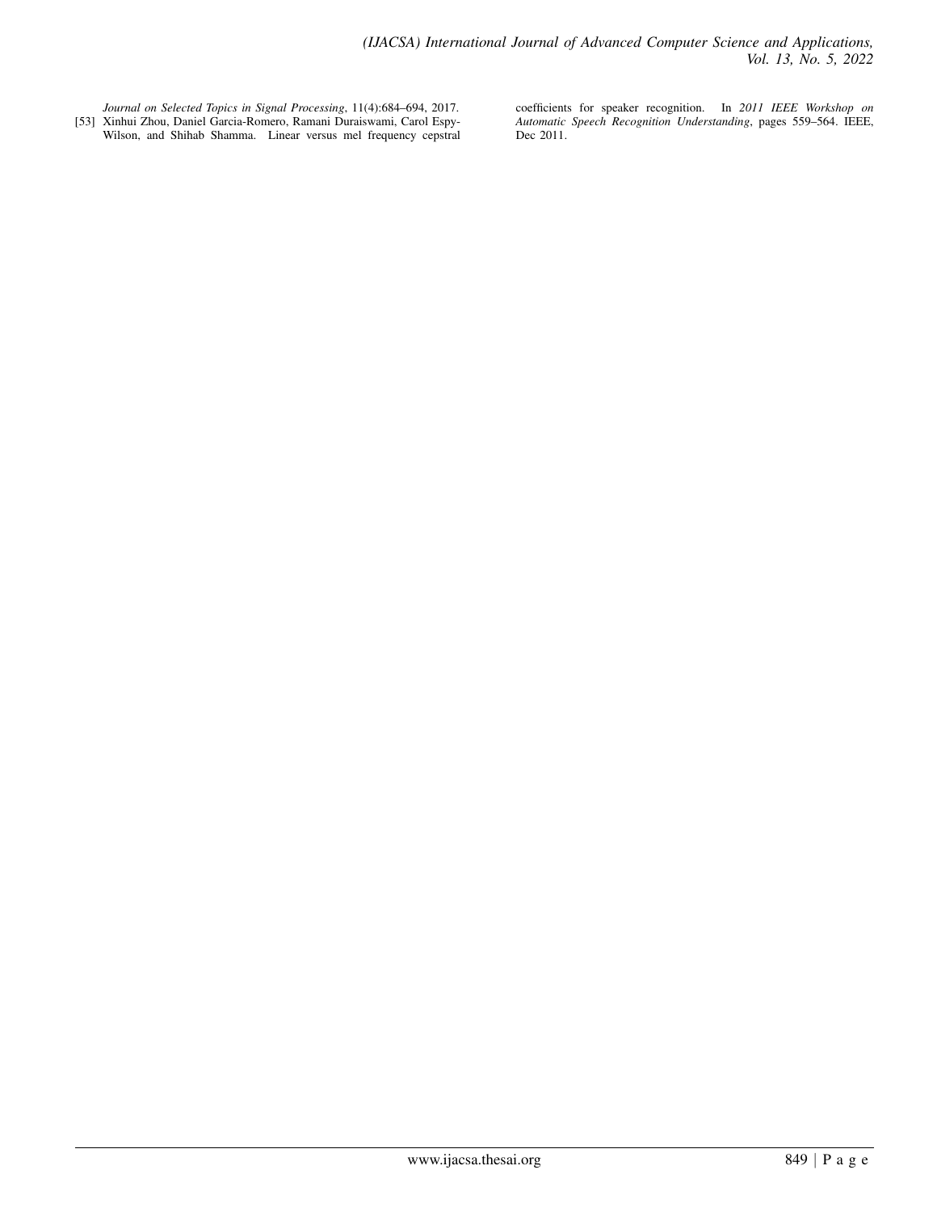*Journal on Selected Topics in Signal Processing*, 11(4):684–694, 2017.

[53] Xinhui Zhou, Daniel Garcia-Romero, Ramani Duraiswami, Carol Espy-Wilson, and Shihab Shamma. Linear versus mel frequency cepstral coefficients for speaker recognition. In *2011 IEEE Workshop on Automatic Speech Recognition Understanding*, pages 559–564. IEEE, Dec 2011.